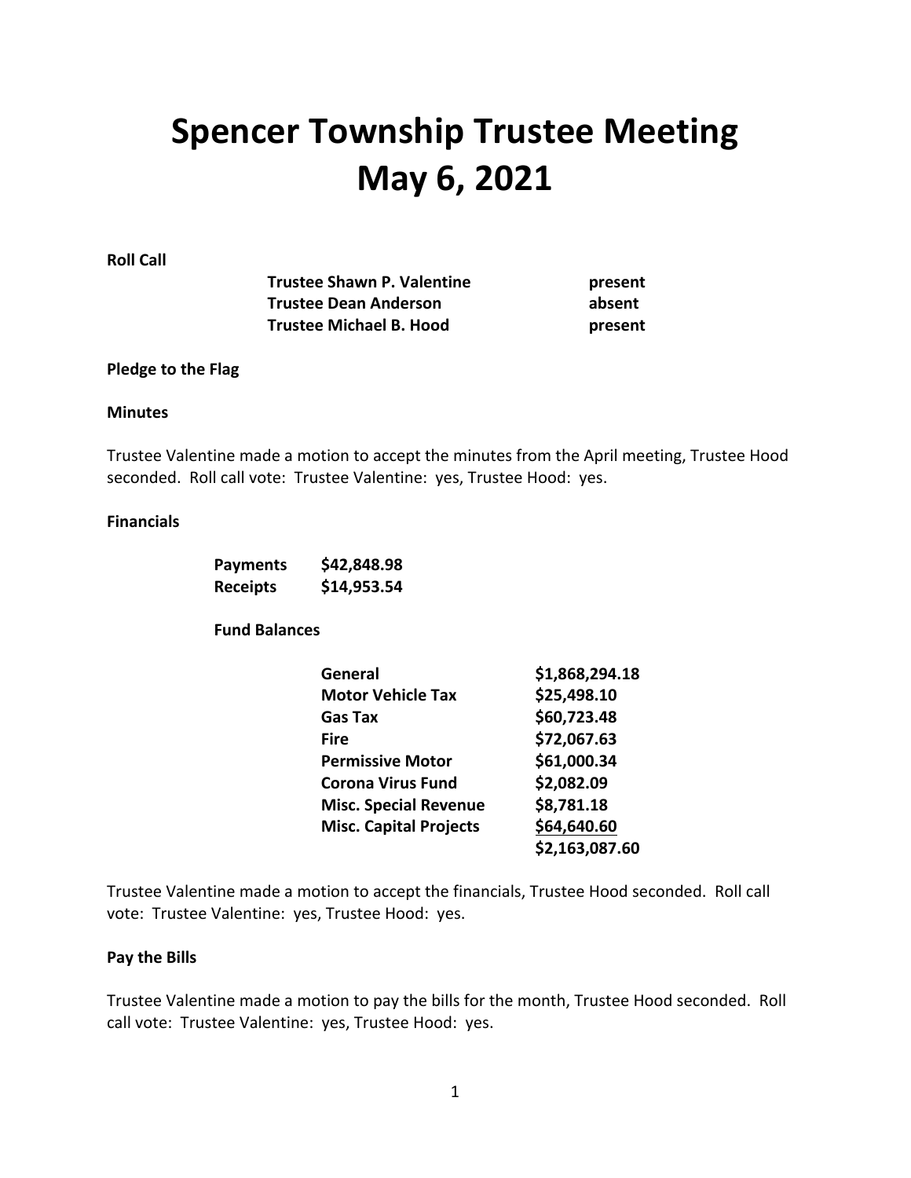# Spencer Township Trustee Meeting
# May 6, 2021

**Roll Call**

| | |
|---|---|
| **Trustee Shawn P. Valentine** | **present** |
| **Trustee Dean Anderson** | **absent** |
| **Trustee Michael B. Hood** | **present** |

**Pledge to the Flag**

**Minutes**

Trustee Valentine made a motion to accept the minutes from the April meeting, Trustee Hood seconded. Roll call vote: Trustee Valentine: yes, Trustee Hood: yes.

**Financials**

| | |
|---|---|
| **Payments** | **$42,848.98** |
| **Receipts** | **$14,953.54** |

**Fund Balances**

| | |
|---|---|
| **General** | **$1,868,294.18** |
| **Motor Vehicle Tax** | **$25,498.10** |
| **Gas Tax** | **$60,723.48** |
| **Fire** | **$72,067.63** |
| **Permissive Motor** | **$61,000.34** |
| **Corona Virus Fund** | **$2,082.09** |
| **Misc. Special Revenue** | **$8,781.18** |
| **Misc. Capital Projects** | **$64,640.60** |
| | **$2,163,087.60** |

Trustee Valentine made a motion to accept the financials, Trustee Hood seconded. Roll call vote: Trustee Valentine: yes, Trustee Hood: yes.

**Pay the Bills**

Trustee Valentine made a motion to pay the bills for the month, Trustee Hood seconded. Roll call vote: Trustee Valentine: yes, Trustee Hood: yes.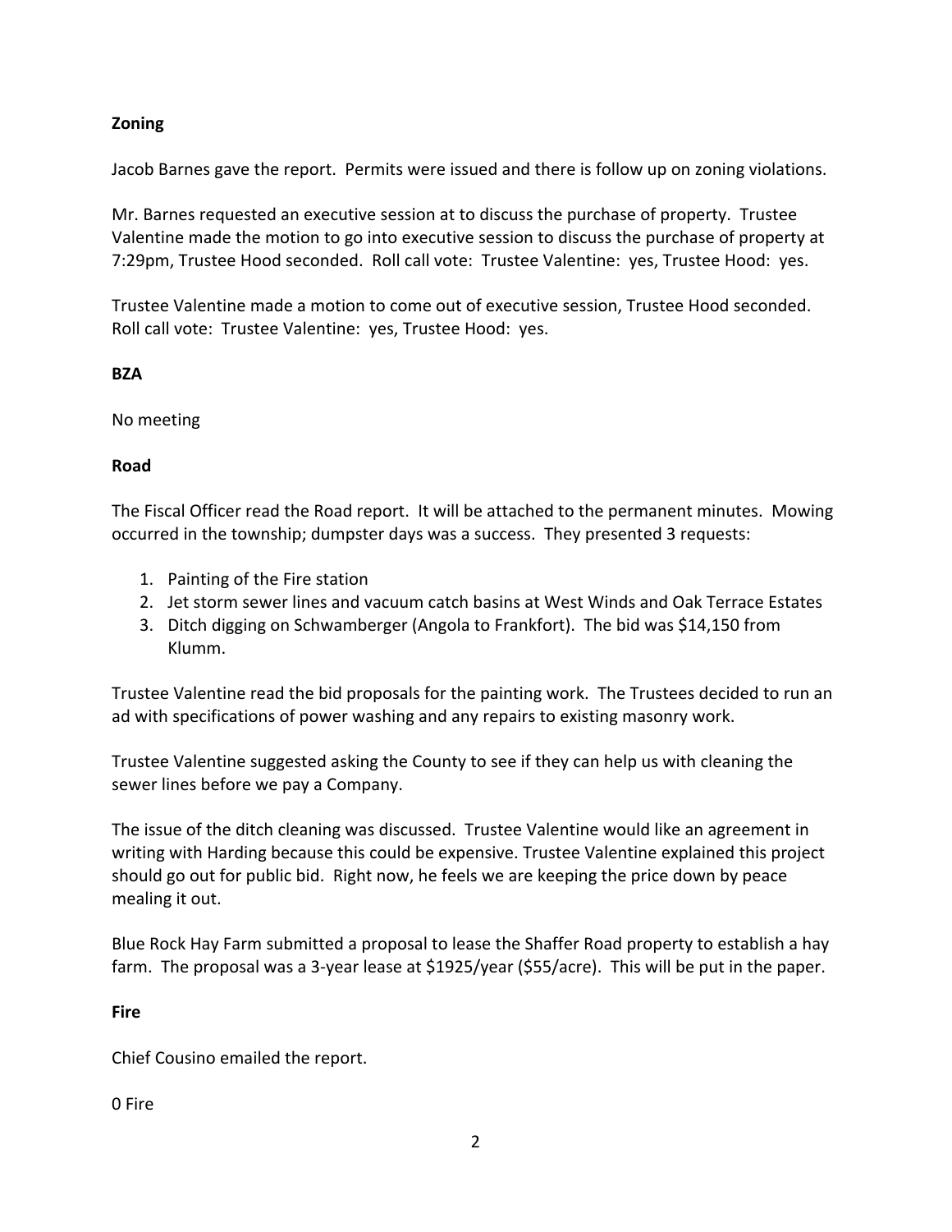**Zoning**

Jacob Barnes gave the report. Permits were issued and there is follow up on zoning violations.

Mr. Barnes requested an executive session at to discuss the purchase of property. Trustee Valentine made the motion to go into executive session to discuss the purchase of property at 7:29pm, Trustee Hood seconded. Roll call vote: Trustee Valentine: yes, Trustee Hood: yes.

Trustee Valentine made a motion to come out of executive session, Trustee Hood seconded. Roll call vote: Trustee Valentine: yes, Trustee Hood: yes.

**BZA**

No meeting

**Road**

The Fiscal Officer read the Road report. It will be attached to the permanent minutes. Mowing occurred in the township; dumpster days was a success. They presented 3 requests:

1. Painting of the Fire station
2. Jet storm sewer lines and vacuum catch basins at West Winds and Oak Terrace Estates
3. Ditch digging on Schwamberger (Angola to Frankfort). The bid was $14,150 from Klumm.

Trustee Valentine read the bid proposals for the painting work. The Trustees decided to run an ad with specifications of power washing and any repairs to existing masonry work.

Trustee Valentine suggested asking the County to see if they can help us with cleaning the sewer lines before we pay a Company.

The issue of the ditch cleaning was discussed. Trustee Valentine would like an agreement in writing with Harding because this could be expensive. Trustee Valentine explained this project should go out for public bid. Right now, he feels we are keeping the price down by peace mealing it out.

Blue Rock Hay Farm submitted a proposal to lease the Shaffer Road property to establish a hay farm. The proposal was a 3-year lease at $1925/year ($55/acre). This will be put in the paper.

**Fire**

Chief Cousino emailed the report.

0 Fire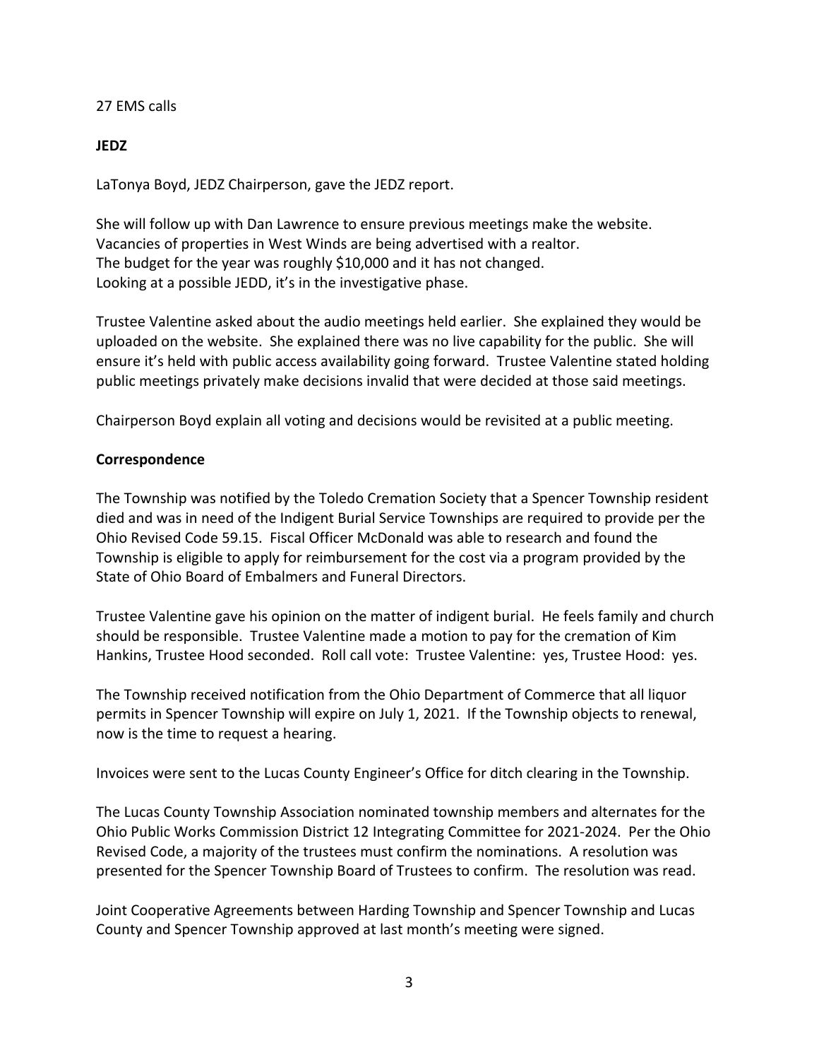27 EMS calls

**JEDZ**

LaTonya Boyd, JEDZ Chairperson, gave the JEDZ report.

She will follow up with Dan Lawrence to ensure previous meetings make the website.
Vacancies of properties in West Winds are being advertised with a realtor.
The budget for the year was roughly $10,000 and it has not changed.
Looking at a possible JEDD, it's in the investigative phase.

Trustee Valentine asked about the audio meetings held earlier. She explained they would be uploaded on the website. She explained there was no live capability for the public. She will ensure it's held with public access availability going forward. Trustee Valentine stated holding public meetings privately make decisions invalid that were decided at those said meetings.

Chairperson Boyd explain all voting and decisions would be revisited at a public meeting.

**Correspondence**

The Township was notified by the Toledo Cremation Society that a Spencer Township resident died and was in need of the Indigent Burial Service Townships are required to provide per the Ohio Revised Code 59.15. Fiscal Officer McDonald was able to research and found the Township is eligible to apply for reimbursement for the cost via a program provided by the State of Ohio Board of Embalmers and Funeral Directors.

Trustee Valentine gave his opinion on the matter of indigent burial. He feels family and church should be responsible. Trustee Valentine made a motion to pay for the cremation of Kim Hankins, Trustee Hood seconded. Roll call vote: Trustee Valentine: yes, Trustee Hood: yes.

The Township received notification from the Ohio Department of Commerce that all liquor permits in Spencer Township will expire on July 1, 2021. If the Township objects to renewal, now is the time to request a hearing.

Invoices were sent to the Lucas County Engineer's Office for ditch clearing in the Township.

The Lucas County Township Association nominated township members and alternates for the Ohio Public Works Commission District 12 Integrating Committee for 2021-2024. Per the Ohio Revised Code, a majority of the trustees must confirm the nominations. A resolution was presented for the Spencer Township Board of Trustees to confirm. The resolution was read.

Joint Cooperative Agreements between Harding Township and Spencer Township and Lucas County and Spencer Township approved at last month's meeting were signed.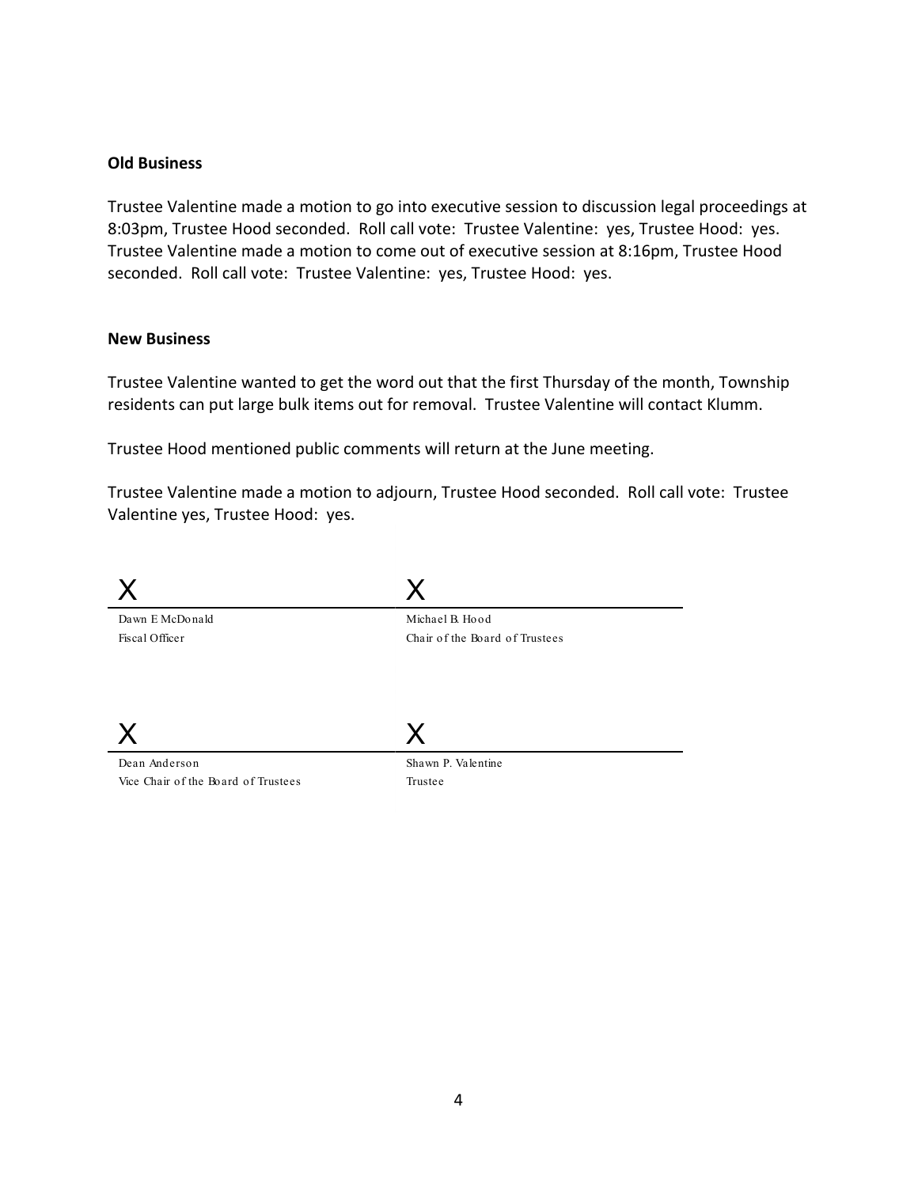**Old Business**

Trustee Valentine made a motion to go into executive session to discussion legal proceedings at 8:03pm, Trustee Hood seconded. Roll call vote: Trustee Valentine: yes, Trustee Hood: yes. Trustee Valentine made a motion to come out of executive session at 8:16pm, Trustee Hood seconded. Roll call vote: Trustee Valentine: yes, Trustee Hood: yes.

**New Business**

Trustee Valentine wanted to get the word out that the first Thursday of the month, Township residents can put large bulk items out for removal. Trustee Valentine will contact Klumm.

Trustee Hood mentioned public comments will return at the June meeting.

Trustee Valentine made a motion to adjourn, Trustee Hood seconded. Roll call vote: Trustee Valentine yes, Trustee Hood: yes.

X
Dawn E McDonald
Fiscal Officer

X
Michael B. Hood
Chair of the Board of Trustees

X
Dean Anderson
Vice Chair of the Board of Trustees

X
Shawn P. Valentine
Trustee